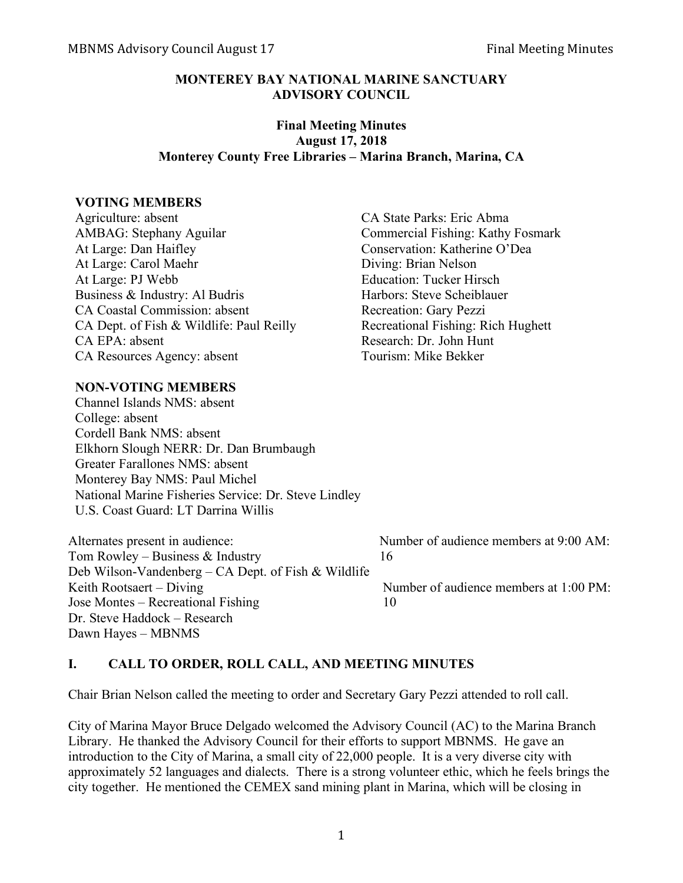# MONTEREY BAY NATIONAL MARINE SANCTUARY ADVISORY COUNCIL

## Final Meeting Minutes
## August 17, 2018
## Monterey County Free Libraries – Marina Branch, Marina, CA

**VOTING MEMBERS**

Agriculture: absent
AMBAG: Stephany Aguilar
At Large: Dan Haifley
At Large: Carol Maehr
At Large: PJ Webb
Business & Industry: Al Budris
CA Coastal Commission: absent
CA Dept. of Fish & Wildlife: Paul Reilly
CA EPA: absent
CA Resources Agency: absent
CA State Parks: Eric Abma
Commercial Fishing: Kathy Fosmark
Conservation: Katherine O'Dea
Diving: Brian Nelson
Education: Tucker Hirsch
Harbors: Steve Scheiblauer
Recreation: Gary Pezzi
Recreational Fishing: Rich Hughett
Research: Dr. John Hunt
Tourism: Mike Bekker

**NON-VOTING MEMBERS**

Channel Islands NMS: absent
College: absent
Cordell Bank NMS: absent
Elkhorn Slough NERR: Dr. Dan Brumbaugh
Greater Farallones NMS: absent
Monterey Bay NMS: Paul Michel
National Marine Fisheries Service: Dr. Steve Lindley
U.S. Coast Guard: LT Darrina Willis

Alternates present in audience:
Tom Rowley – Business & Industry
Deb Wilson-Vandenberg – CA Dept. of Fish & Wildlife
Keith Rootsaert – Diving
Jose Montes – Recreational Fishing
Dr. Steve Haddock – Research
Dawn Hayes – MBNMS

Number of audience members at 9:00 AM: 16

Number of audience members at 1:00 PM: 10

## I. CALL TO ORDER, ROLL CALL, AND MEETING MINUTES

Chair Brian Nelson called the meeting to order and Secretary Gary Pezzi attended to roll call.

City of Marina Mayor Bruce Delgado welcomed the Advisory Council (AC) to the Marina Branch Library. He thanked the Advisory Council for their efforts to support MBNMS. He gave an introduction to the City of Marina, a small city of 22,000 people. It is a very diverse city with approximately 52 languages and dialects. There is a strong volunteer ethic, which he feels brings the city together. He mentioned the CEMEX sand mining plant in Marina, which will be closing in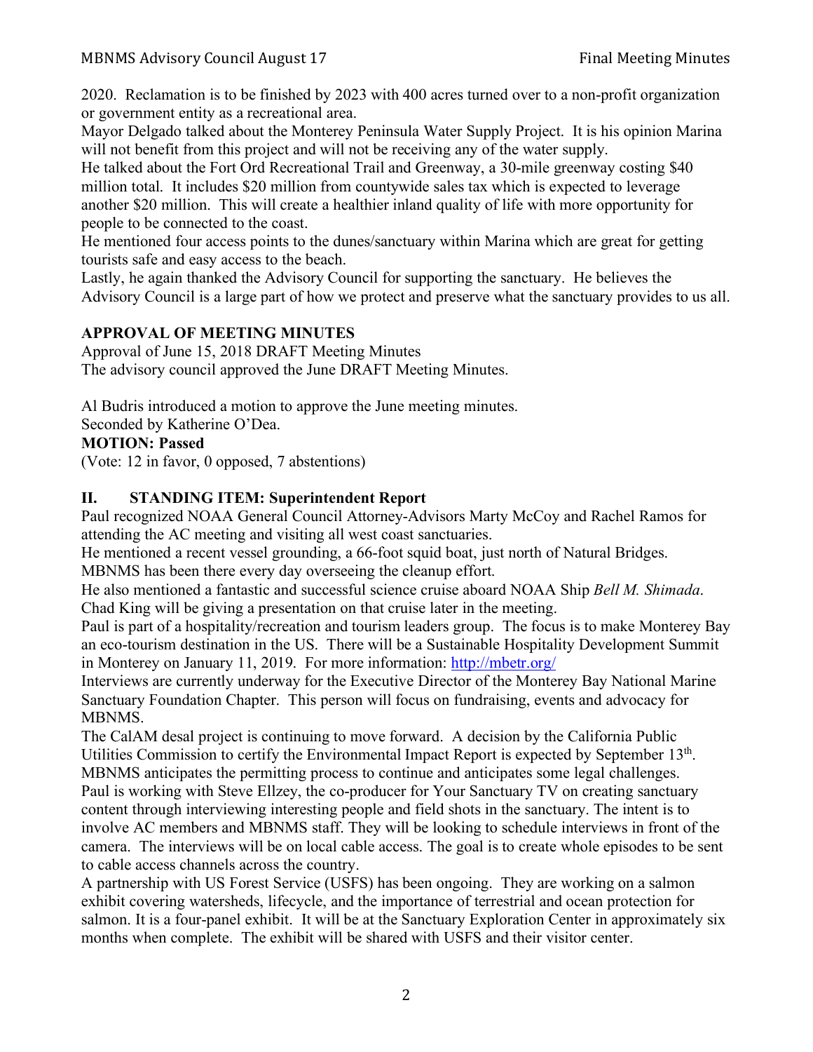2020. Reclamation is to be finished by 2023 with 400 acres turned over to a non-profit organization or government entity as a recreational area.

Mayor Delgado talked about the Monterey Peninsula Water Supply Project. It is his opinion Marina will not benefit from this project and will not be receiving any of the water supply.

He talked about the Fort Ord Recreational Trail and Greenway, a 30-mile greenway costing $40 million total. It includes $20 million from countywide sales tax which is expected to leverage another $20 million. This will create a healthier inland quality of life with more opportunity for people to be connected to the coast.

He mentioned four access points to the dunes/sanctuary within Marina which are great for getting tourists safe and easy access to the beach.

Lastly, he again thanked the Advisory Council for supporting the sanctuary. He believes the Advisory Council is a large part of how we protect and preserve what the sanctuary provides to us all.

**APPROVAL OF MEETING MINUTES**

Approval of June 15, 2018 DRAFT Meeting Minutes

The advisory council approved the June DRAFT Meeting Minutes.

Al Budris introduced a motion to approve the June meeting minutes.

Seconded by Katherine O'Dea.

**MOTION: Passed**

(Vote: 12 in favor, 0 opposed, 7 abstentions)

## II. STANDING ITEM: Superintendent Report

Paul recognized NOAA General Council Attorney-Advisors Marty McCoy and Rachel Ramos for attending the AC meeting and visiting all west coast sanctuaries.

He mentioned a recent vessel grounding, a 66-foot squid boat, just north of Natural Bridges. MBNMS has been there every day overseeing the cleanup effort.

He also mentioned a fantastic and successful science cruise aboard NOAA Ship *Bell M. Shimada*. Chad King will be giving a presentation on that cruise later in the meeting.

Paul is part of a hospitality/recreation and tourism leaders group. The focus is to make Monterey Bay an eco-tourism destination in the US. There will be a Sustainable Hospitality Development Summit in Monterey on January 11, 2019. For more information: [http://mbetr.org/](http://mbetr.org/)

Interviews are currently underway for the Executive Director of the Monterey Bay National Marine Sanctuary Foundation Chapter. This person will focus on fundraising, events and advocacy for MBNMS.

The CalAM desal project is continuing to move forward. A decision by the California Public Utilities Commission to certify the Environmental Impact Report is expected by September 13th. MBNMS anticipates the permitting process to continue and anticipates some legal challenges.

Paul is working with Steve Ellzey, the co-producer for Your Sanctuary TV on creating sanctuary content through interviewing interesting people and field shots in the sanctuary. The intent is to involve AC members and MBNMS staff. They will be looking to schedule interviews in front of the camera. The interviews will be on local cable access. The goal is to create whole episodes to be sent to cable access channels across the country.

A partnership with US Forest Service (USFS) has been ongoing. They are working on a salmon exhibit covering watersheds, lifecycle, and the importance of terrestrial and ocean protection for salmon. It is a four-panel exhibit. It will be at the Sanctuary Exploration Center in approximately six months when complete. The exhibit will be shared with USFS and their visitor center.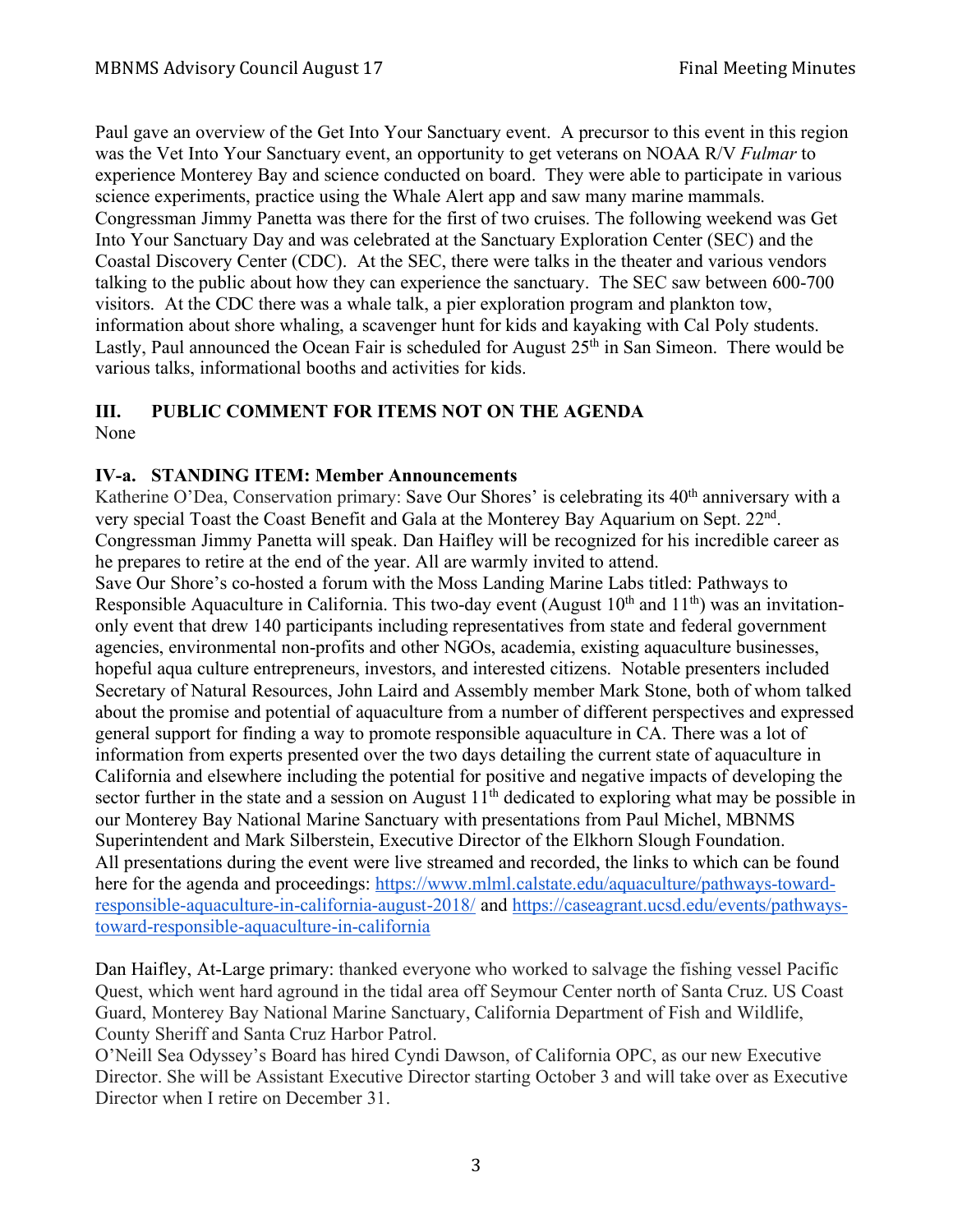Paul gave an overview of the Get Into Your Sanctuary event. A precursor to this event in this region was the Vet Into Your Sanctuary event, an opportunity to get veterans on NOAA R/V *Fulmar* to experience Monterey Bay and science conducted on board. They were able to participate in various science experiments, practice using the Whale Alert app and saw many marine mammals. Congressman Jimmy Panetta was there for the first of two cruises. The following weekend was Get Into Your Sanctuary Day and was celebrated at the Sanctuary Exploration Center (SEC) and the Coastal Discovery Center (CDC). At the SEC, there were talks in the theater and various vendors talking to the public about how they can experience the sanctuary. The SEC saw between 600-700 visitors. At the CDC there was a whale talk, a pier exploration program and plankton tow, information about shore whaling, a scavenger hunt for kids and kayaking with Cal Poly students. Lastly, Paul announced the Ocean Fair is scheduled for August 25th in San Simeon. There would be various talks, informational booths and activities for kids.

## III. PUBLIC COMMENT FOR ITEMS NOT ON THE AGENDA

None

## IV-a. STANDING ITEM: Member Announcements

Katherine O'Dea, Conservation primary: Save Our Shores' is celebrating its 40th anniversary with a very special Toast the Coast Benefit and Gala at the Monterey Bay Aquarium on Sept. 22nd. Congressman Jimmy Panetta will speak. Dan Haifley will be recognized for his incredible career as he prepares to retire at the end of the year. All are warmly invited to attend.

Save Our Shore's co-hosted a forum with the Moss Landing Marine Labs titled: Pathways to Responsible Aquaculture in California. This two-day event (August 10th and 11th) was an invitation-only event that drew 140 participants including representatives from state and federal government agencies, environmental non-profits and other NGOs, academia, existing aquaculture businesses, hopeful aqua culture entrepreneurs, investors, and interested citizens. Notable presenters included Secretary of Natural Resources, John Laird and Assembly member Mark Stone, both of whom talked about the promise and potential of aquaculture from a number of different perspectives and expressed general support for finding a way to promote responsible aquaculture in CA. There was a lot of information from experts presented over the two days detailing the current state of aquaculture in California and elsewhere including the potential for positive and negative impacts of developing the sector further in the state and a session on August 11th dedicated to exploring what may be possible in our Monterey Bay National Marine Sanctuary with presentations from Paul Michel, MBNMS Superintendent and Mark Silberstein, Executive Director of the Elkhorn Slough Foundation. All presentations during the event were live streamed and recorded, the links to which can be found here for the agenda and proceedings: [https://www.mlml.calstate.edu/aquaculture/pathways-toward-responsible-aquaculture-in-california-august-2018/](https://www.mlml.calstate.edu/aquaculture/pathways-toward-responsible-aquaculture-in-california-august-2018/) and [https://caseagrant.ucsd.edu/events/pathways-toward-responsible-aquaculture-in-california](https://caseagrant.ucsd.edu/events/pathways-toward-responsible-aquaculture-in-california)

Dan Haifley, At-Large primary: thanked everyone who worked to salvage the fishing vessel Pacific Quest, which went hard aground in the tidal area off Seymour Center north of Santa Cruz. US Coast Guard, Monterey Bay National Marine Sanctuary, California Department of Fish and Wildlife, County Sheriff and Santa Cruz Harbor Patrol.

O'Neill Sea Odyssey's Board has hired Cyndi Dawson, of California OPC, as our new Executive Director. She will be Assistant Executive Director starting October 3 and will take over as Executive Director when I retire on December 31.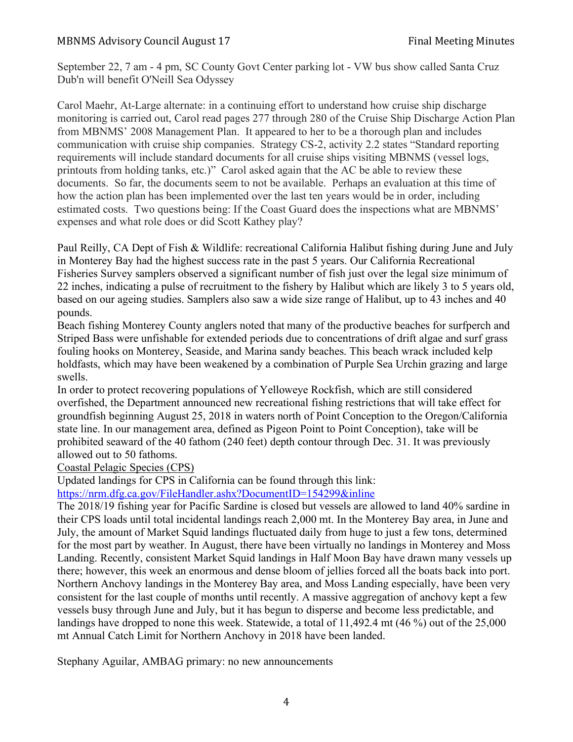September 22, 7 am - 4 pm, SC County Govt Center parking lot - VW bus show called Santa Cruz Dub'n will benefit O'Neill Sea Odyssey

Carol Maehr, At-Large alternate: in a continuing effort to understand how cruise ship discharge monitoring is carried out, Carol read pages 277 through 280 of the Cruise Ship Discharge Action Plan from MBNMS' 2008 Management Plan. It appeared to her to be a thorough plan and includes communication with cruise ship companies. Strategy CS-2, activity 2.2 states "Standard reporting requirements will include standard documents for all cruise ships visiting MBNMS (vessel logs, printouts from holding tanks, etc.)" Carol asked again that the AC be able to review these documents. So far, the documents seem to not be available. Perhaps an evaluation at this time of how the action plan has been implemented over the last ten years would be in order, including estimated costs. Two questions being: If the Coast Guard does the inspections what are MBNMS' expenses and what role does or did Scott Kathey play?

Paul Reilly, CA Dept of Fish & Wildlife: recreational California Halibut fishing during June and July in Monterey Bay had the highest success rate in the past 5 years. Our California Recreational Fisheries Survey samplers observed a significant number of fish just over the legal size minimum of 22 inches, indicating a pulse of recruitment to the fishery by Halibut which are likely 3 to 5 years old, based on our ageing studies. Samplers also saw a wide size range of Halibut, up to 43 inches and 40 pounds.

Beach fishing Monterey County anglers noted that many of the productive beaches for surfperch and Striped Bass were unfishable for extended periods due to concentrations of drift algae and surf grass fouling hooks on Monterey, Seaside, and Marina sandy beaches. This beach wrack included kelp holdfasts, which may have been weakened by a combination of Purple Sea Urchin grazing and large swells.

In order to protect recovering populations of Yelloweye Rockfish, which are still considered overfished, the Department announced new recreational fishing restrictions that will take effect for groundfish beginning August 25, 2018 in waters north of Point Conception to the Oregon/California state line. In our management area, defined as Pigeon Point to Point Conception), take will be prohibited seaward of the 40 fathom (240 feet) depth contour through Dec. 31. It was previously allowed out to 50 fathoms.

<u>Coastal Pelagic Species (CPS)</u>

Updated landings for CPS in California can be found through this link:
https://nrm.dfg.ca.gov/FileHandler.ashx?DocumentID=154299&inline

The 2018/19 fishing year for Pacific Sardine is closed but vessels are allowed to land 40% sardine in their CPS loads until total incidental landings reach 2,000 mt. In the Monterey Bay area, in June and July, the amount of Market Squid landings fluctuated daily from huge to just a few tons, determined for the most part by weather. In August, there have been virtually no landings in Monterey and Moss Landing. Recently, consistent Market Squid landings in Half Moon Bay have drawn many vessels up there; however, this week an enormous and dense bloom of jellies forced all the boats back into port. Northern Anchovy landings in the Monterey Bay area, and Moss Landing especially, have been very consistent for the last couple of months until recently. A massive aggregation of anchovy kept a few vessels busy through June and July, but it has begun to disperse and become less predictable, and landings have dropped to none this week. Statewide, a total of 11,492.4 mt (46 %) out of the 25,000 mt Annual Catch Limit for Northern Anchovy in 2018 have been landed.

Stephany Aguilar, AMBAG primary: no new announcements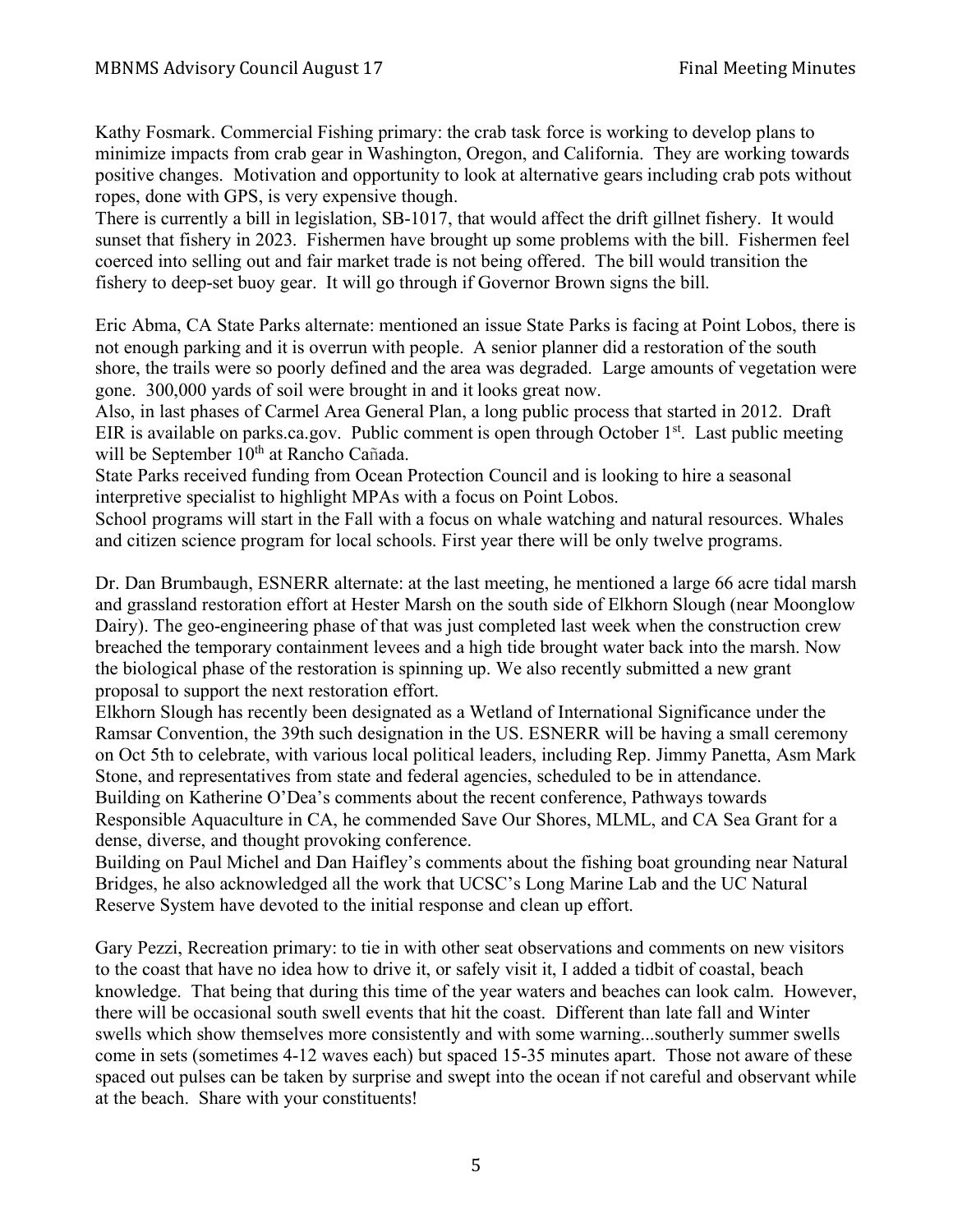Kathy Fosmark. Commercial Fishing primary: the crab task force is working to develop plans to minimize impacts from crab gear in Washington, Oregon, and California. They are working towards positive changes. Motivation and opportunity to look at alternative gears including crab pots without ropes, done with GPS, is very expensive though.
There is currently a bill in legislation, SB-1017, that would affect the drift gillnet fishery. It would sunset that fishery in 2023. Fishermen have brought up some problems with the bill. Fishermen feel coerced into selling out and fair market trade is not being offered. The bill would transition the fishery to deep-set buoy gear. It will go through if Governor Brown signs the bill.

Eric Abma, CA State Parks alternate: mentioned an issue State Parks is facing at Point Lobos, there is not enough parking and it is overrun with people. A senior planner did a restoration of the south shore, the trails were so poorly defined and the area was degraded. Large amounts of vegetation were gone. 300,000 yards of soil were brought in and it looks great now.
Also, in last phases of Carmel Area General Plan, a long public process that started in 2012. Draft EIR is available on parks.ca.gov. Public comment is open through October 1st. Last public meeting will be September 10th at Rancho Cañada.
State Parks received funding from Ocean Protection Council and is looking to hire a seasonal interpretive specialist to highlight MPAs with a focus on Point Lobos.
School programs will start in the Fall with a focus on whale watching and natural resources. Whales and citizen science program for local schools. First year there will be only twelve programs.

Dr. Dan Brumbaugh, ESNERR alternate: at the last meeting, he mentioned a large 66 acre tidal marsh and grassland restoration effort at Hester Marsh on the south side of Elkhorn Slough (near Moonglow Dairy). The geo-engineering phase of that was just completed last week when the construction crew breached the temporary containment levees and a high tide brought water back into the marsh. Now the biological phase of the restoration is spinning up. We also recently submitted a new grant proposal to support the next restoration effort.
Elkhorn Slough has recently been designated as a Wetland of International Significance under the Ramsar Convention, the 39th such designation in the US. ESNERR will be having a small ceremony on Oct 5th to celebrate, with various local political leaders, including Rep. Jimmy Panetta, Asm Mark Stone, and representatives from state and federal agencies, scheduled to be in attendance.
Building on Katherine O'Dea's comments about the recent conference, Pathways towards Responsible Aquaculture in CA, he commended Save Our Shores, MLML, and CA Sea Grant for a dense, diverse, and thought provoking conference.
Building on Paul Michel and Dan Haifley's comments about the fishing boat grounding near Natural Bridges, he also acknowledged all the work that UCSC's Long Marine Lab and the UC Natural Reserve System have devoted to the initial response and clean up effort.

Gary Pezzi, Recreation primary: to tie in with other seat observations and comments on new visitors to the coast that have no idea how to drive it, or safely visit it, I added a tidbit of coastal, beach knowledge. That being that during this time of the year waters and beaches can look calm. However, there will be occasional south swell events that hit the coast. Different than late fall and Winter swells which show themselves more consistently and with some warning...southerly summer swells come in sets (sometimes 4-12 waves each) but spaced 15-35 minutes apart. Those not aware of these spaced out pulses can be taken by surprise and swept into the ocean if not careful and observant while at the beach. Share with your constituents!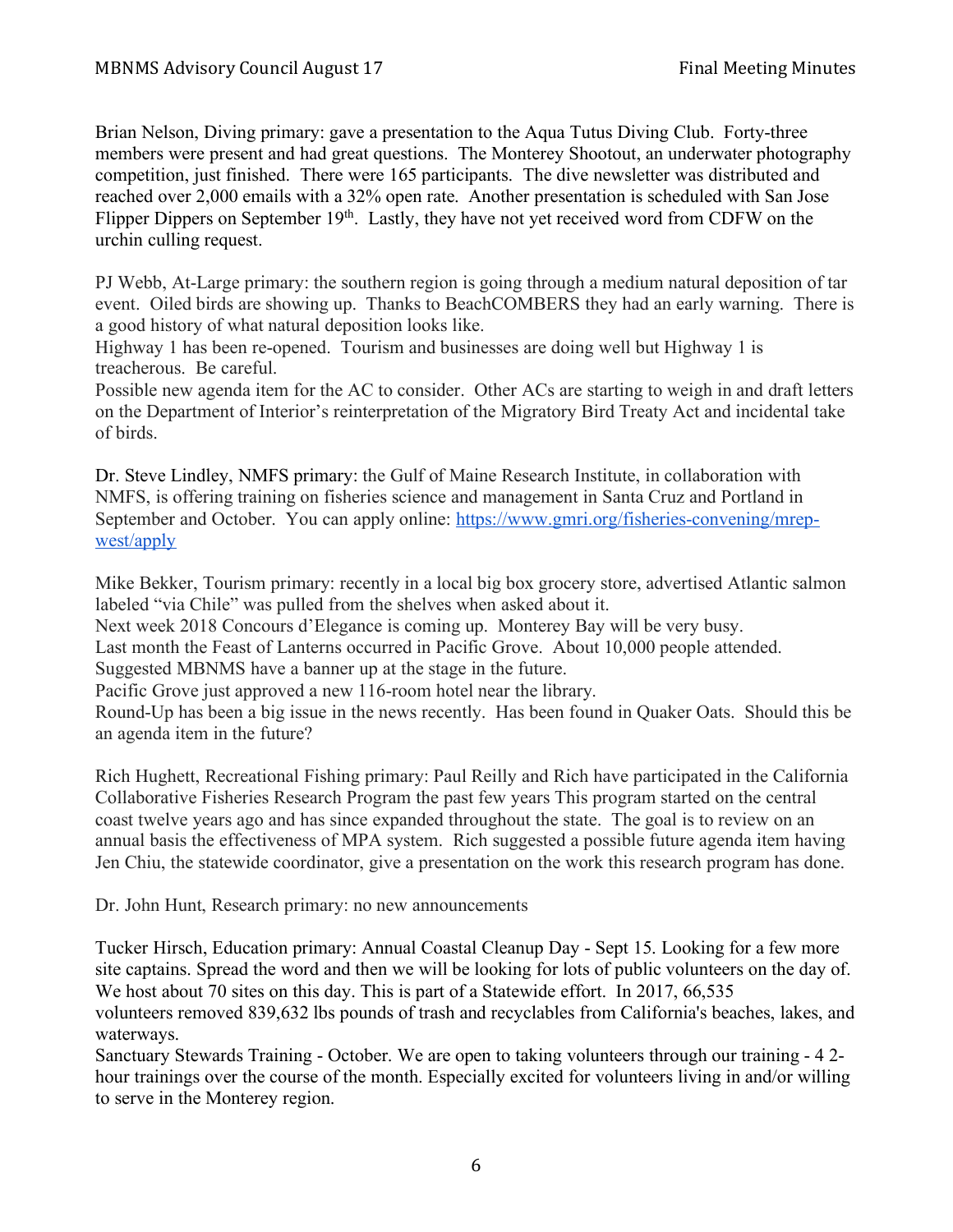Brian Nelson, Diving primary: gave a presentation to the Aqua Tutus Diving Club. Forty-three members were present and had great questions. The Monterey Shootout, an underwater photography competition, just finished. There were 165 participants. The dive newsletter was distributed and reached over 2,000 emails with a 32% open rate. Another presentation is scheduled with San Jose Flipper Dippers on September 19th. Lastly, they have not yet received word from CDFW on the urchin culling request.

PJ Webb, At-Large primary: the southern region is going through a medium natural deposition of tar event. Oiled birds are showing up. Thanks to BeachCOMBERS they had an early warning. There is a good history of what natural deposition looks like.
Highway 1 has been re-opened. Tourism and businesses are doing well but Highway 1 is treacherous. Be careful.
Possible new agenda item for the AC to consider. Other ACs are starting to weigh in and draft letters on the Department of Interior's reinterpretation of the Migratory Bird Treaty Act and incidental take of birds.

Dr. Steve Lindley, NMFS primary: the Gulf of Maine Research Institute, in collaboration with NMFS, is offering training on fisheries science and management in Santa Cruz and Portland in September and October. You can apply online: [https://www.gmri.org/fisheries-convening/mrep-west/apply](https://www.gmri.org/fisheries-convening/mrep-west/apply)

Mike Bekker, Tourism primary: recently in a local big box grocery store, advertised Atlantic salmon labeled "via Chile" was pulled from the shelves when asked about it.
Next week 2018 Concours d'Elegance is coming up. Monterey Bay will be very busy.
Last month the Feast of Lanterns occurred in Pacific Grove. About 10,000 people attended.
Suggested MBNMS have a banner up at the stage in the future.
Pacific Grove just approved a new 116-room hotel near the library.
Round-Up has been a big issue in the news recently. Has been found in Quaker Oats. Should this be an agenda item in the future?

Rich Hughett, Recreational Fishing primary: Paul Reilly and Rich have participated in the California Collaborative Fisheries Research Program the past few years This program started on the central coast twelve years ago and has since expanded throughout the state. The goal is to review on an annual basis the effectiveness of MPA system. Rich suggested a possible future agenda item having Jen Chiu, the statewide coordinator, give a presentation on the work this research program has done.

Dr. John Hunt, Research primary: no new announcements

Tucker Hirsch, Education primary: Annual Coastal Cleanup Day - Sept 15. Looking for a few more site captains. Spread the word and then we will be looking for lots of public volunteers on the day of. We host about 70 sites on this day. This is part of a Statewide effort. In 2017, 66,535 volunteers removed 839,632 lbs pounds of trash and recyclables from California's beaches, lakes, and waterways.
Sanctuary Stewards Training - October. We are open to taking volunteers through our training - 4 2-hour trainings over the course of the month. Especially excited for volunteers living in and/or willing to serve in the Monterey region.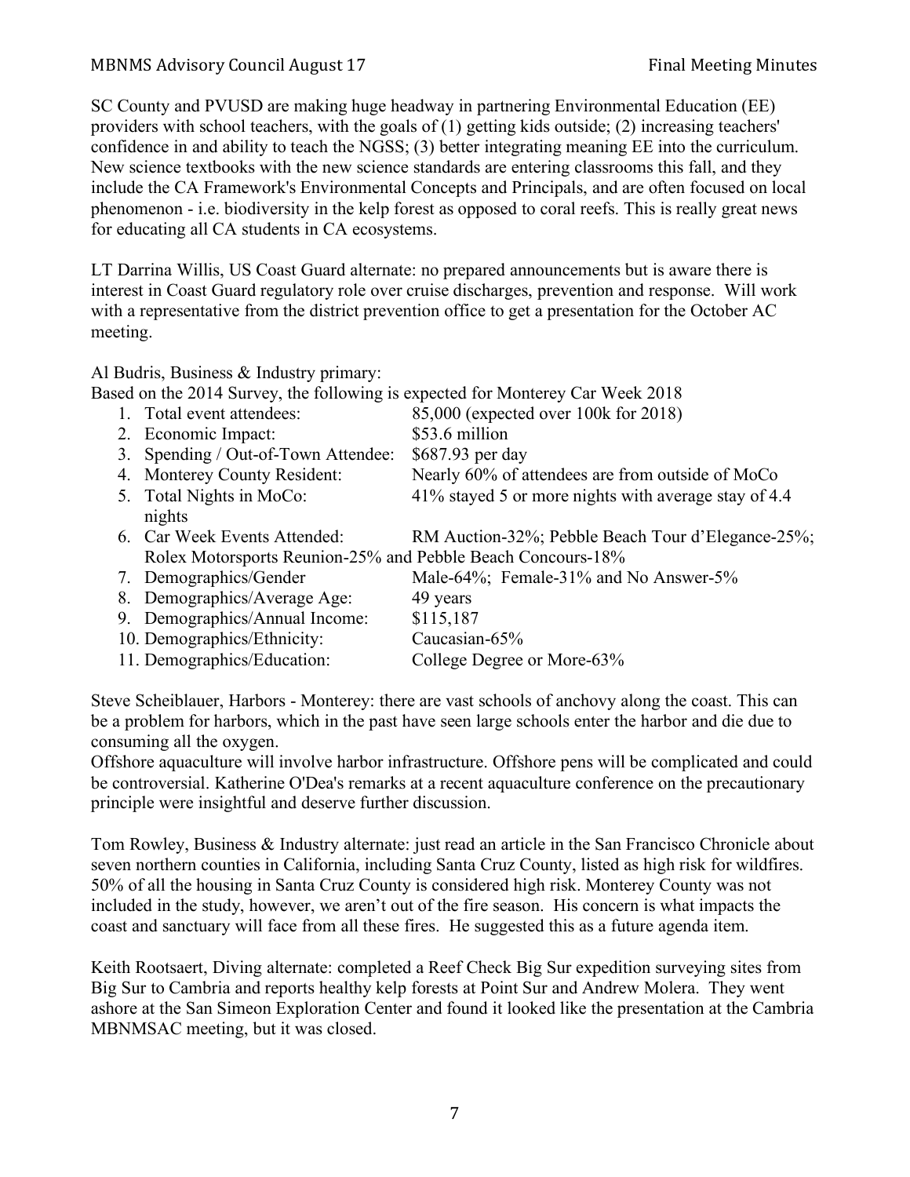SC County and PVUSD are making huge headway in partnering Environmental Education (EE) providers with school teachers, with the goals of (1) getting kids outside; (2) increasing teachers' confidence in and ability to teach the NGSS; (3) better integrating meaning EE into the curriculum. New science textbooks with the new science standards are entering classrooms this fall, and they include the CA Framework's Environmental Concepts and Principals, and are often focused on local phenomenon - i.e. biodiversity in the kelp forest as opposed to coral reefs. This is really great news for educating all CA students in CA ecosystems.

LT Darrina Willis, US Coast Guard alternate: no prepared announcements but is aware there is interest in Coast Guard regulatory role over cruise discharges, prevention and response. Will work with a representative from the district prevention office to get a presentation for the October AC meeting.

Al Budris, Business & Industry primary:
Based on the 2014 Survey, the following is expected for Monterey Car Week 2018

1. Total event attendees: 85,000 (expected over 100k for 2018)
2. Economic Impact: $53.6 million
3. Spending / Out-of-Town Attendee: $687.93 per day
4. Monterey County Resident: Nearly 60% of attendees are from outside of MoCo
5. Total Nights in MoCo: 41% stayed 5 or more nights with average stay of 4.4 nights
6. Car Week Events Attended: RM Auction-32%; Pebble Beach Tour d'Elegance-25%; Rolex Motorsports Reunion-25% and Pebble Beach Concours-18%
7. Demographics/Gender Male-64%; Female-31% and No Answer-5%
8. Demographics/Average Age: 49 years
9. Demographics/Annual Income: $115,187
10. Demographics/Ethnicity: Caucasian-65%
11. Demographics/Education: College Degree or More-63%

Steve Scheiblauer, Harbors - Monterey: there are vast schools of anchovy along the coast. This can be a problem for harbors, which in the past have seen large schools enter the harbor and die due to consuming all the oxygen.
Offshore aquaculture will involve harbor infrastructure. Offshore pens will be complicated and could be controversial. Katherine O'Dea's remarks at a recent aquaculture conference on the precautionary principle were insightful and deserve further discussion.

Tom Rowley, Business & Industry alternate: just read an article in the San Francisco Chronicle about seven northern counties in California, including Santa Cruz County, listed as high risk for wildfires. 50% of all the housing in Santa Cruz County is considered high risk. Monterey County was not included in the study, however, we aren't out of the fire season. His concern is what impacts the coast and sanctuary will face from all these fires. He suggested this as a future agenda item.

Keith Rootsaert, Diving alternate: completed a Reef Check Big Sur expedition surveying sites from Big Sur to Cambria and reports healthy kelp forests at Point Sur and Andrew Molera. They went ashore at the San Simeon Exploration Center and found it looked like the presentation at the Cambria MBNMSAC meeting, but it was closed.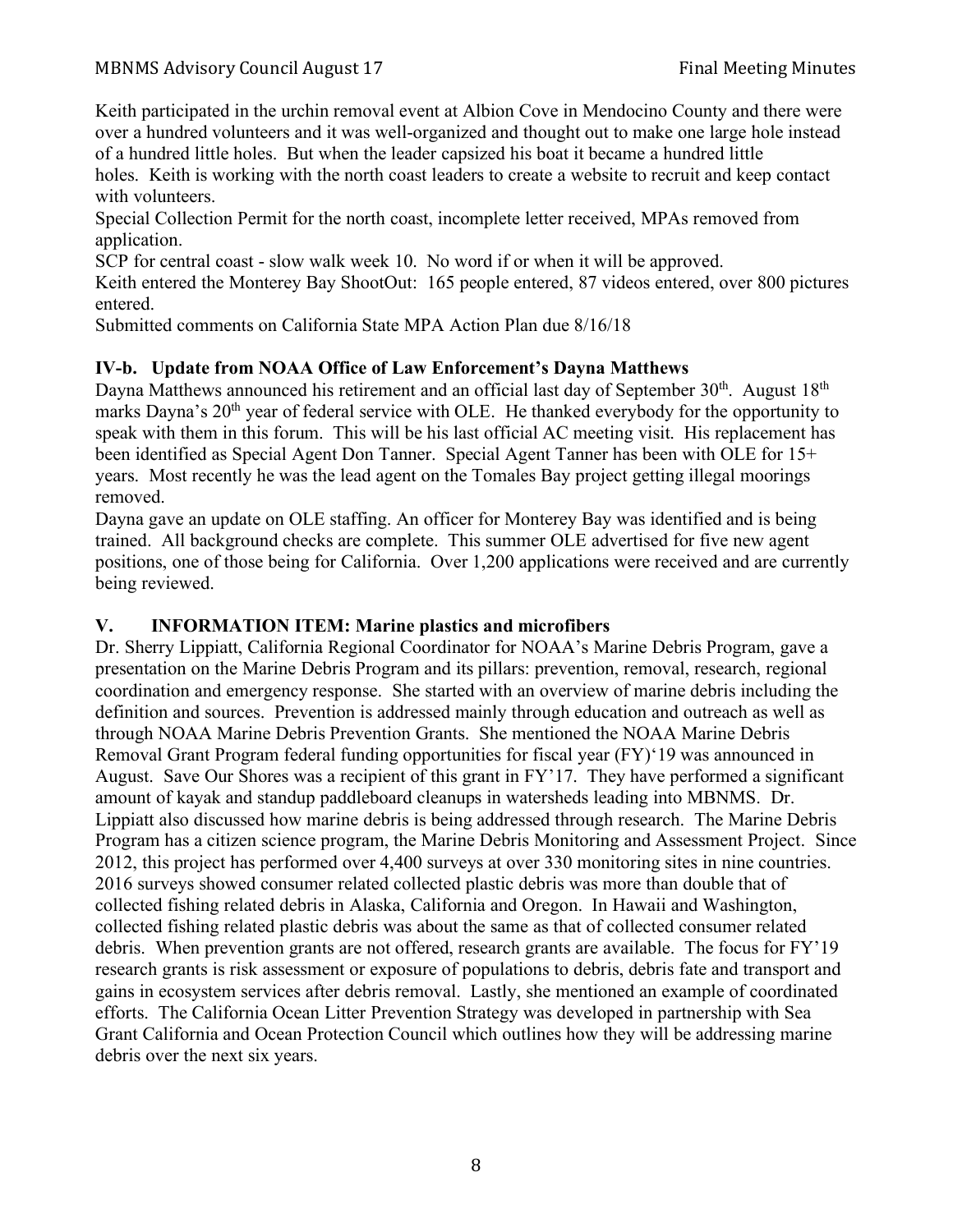Keith participated in the urchin removal event at Albion Cove in Mendocino County and there were over a hundred volunteers and it was well-organized and thought out to make one large hole instead of a hundred little holes. But when the leader capsized his boat it became a hundred little holes. Keith is working with the north coast leaders to create a website to recruit and keep contact with volunteers.

Special Collection Permit for the north coast, incomplete letter received, MPAs removed from application.

SCP for central coast - slow walk week 10. No word if or when it will be approved.

Keith entered the Monterey Bay ShootOut: 165 people entered, 87 videos entered, over 800 pictures entered.

Submitted comments on California State MPA Action Plan due 8/16/18

### IV-b. Update from NOAA Office of Law Enforcement's Dayna Matthews

Dayna Matthews announced his retirement and an official last day of September 30th. August 18th marks Dayna's 20th year of federal service with OLE. He thanked everybody for the opportunity to speak with them in this forum. This will be his last official AC meeting visit. His replacement has been identified as Special Agent Don Tanner. Special Agent Tanner has been with OLE for 15+ years. Most recently he was the lead agent on the Tomales Bay project getting illegal moorings removed.

Dayna gave an update on OLE staffing. An officer for Monterey Bay was identified and is being trained. All background checks are complete. This summer OLE advertised for five new agent positions, one of those being for California. Over 1,200 applications were received and are currently being reviewed.

### V. INFORMATION ITEM: Marine plastics and microfibers

Dr. Sherry Lippiatt, California Regional Coordinator for NOAA's Marine Debris Program, gave a presentation on the Marine Debris Program and its pillars: prevention, removal, research, regional coordination and emergency response. She started with an overview of marine debris including the definition and sources. Prevention is addressed mainly through education and outreach as well as through NOAA Marine Debris Prevention Grants. She mentioned the NOAA Marine Debris Removal Grant Program federal funding opportunities for fiscal year (FY)'19 was announced in August. Save Our Shores was a recipient of this grant in FY'17. They have performed a significant amount of kayak and standup paddleboard cleanups in watersheds leading into MBNMS. Dr. Lippiatt also discussed how marine debris is being addressed through research. The Marine Debris Program has a citizen science program, the Marine Debris Monitoring and Assessment Project. Since 2012, this project has performed over 4,400 surveys at over 330 monitoring sites in nine countries. 2016 surveys showed consumer related collected plastic debris was more than double that of collected fishing related debris in Alaska, California and Oregon. In Hawaii and Washington, collected fishing related plastic debris was about the same as that of collected consumer related debris. When prevention grants are not offered, research grants are available. The focus for FY'19 research grants is risk assessment or exposure of populations to debris, debris fate and transport and gains in ecosystem services after debris removal. Lastly, she mentioned an example of coordinated efforts. The California Ocean Litter Prevention Strategy was developed in partnership with Sea Grant California and Ocean Protection Council which outlines how they will be addressing marine debris over the next six years.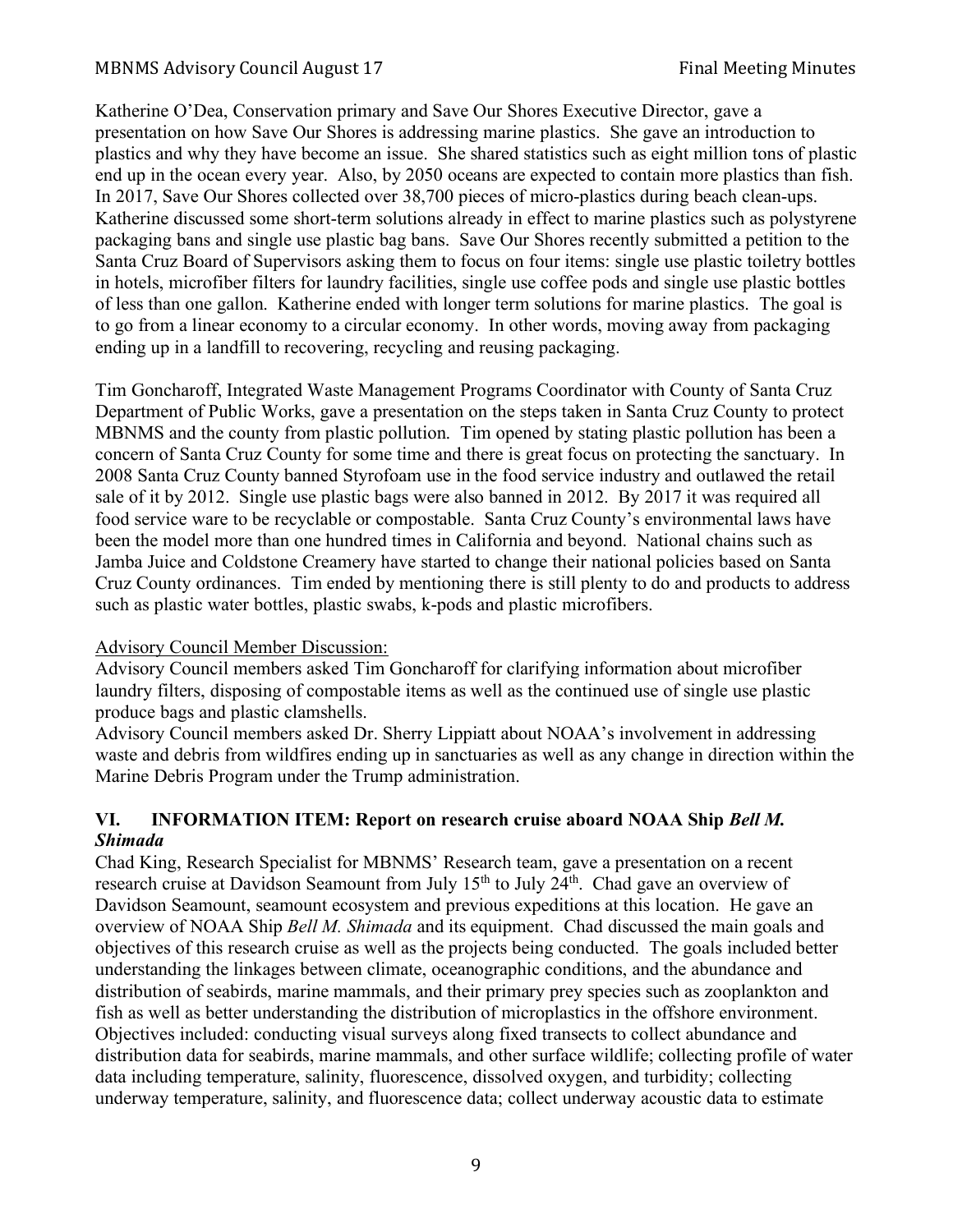Katherine O'Dea, Conservation primary and Save Our Shores Executive Director, gave a presentation on how Save Our Shores is addressing marine plastics. She gave an introduction to plastics and why they have become an issue. She shared statistics such as eight million tons of plastic end up in the ocean every year. Also, by 2050 oceans are expected to contain more plastics than fish. In 2017, Save Our Shores collected over 38,700 pieces of micro-plastics during beach clean-ups. Katherine discussed some short-term solutions already in effect to marine plastics such as polystyrene packaging bans and single use plastic bag bans. Save Our Shores recently submitted a petition to the Santa Cruz Board of Supervisors asking them to focus on four items: single use plastic toiletry bottles in hotels, microfiber filters for laundry facilities, single use coffee pods and single use plastic bottles of less than one gallon. Katherine ended with longer term solutions for marine plastics. The goal is to go from a linear economy to a circular economy. In other words, moving away from packaging ending up in a landfill to recovering, recycling and reusing packaging.

Tim Goncharoff, Integrated Waste Management Programs Coordinator with County of Santa Cruz Department of Public Works, gave a presentation on the steps taken in Santa Cruz County to protect MBNMS and the county from plastic pollution. Tim opened by stating plastic pollution has been a concern of Santa Cruz County for some time and there is great focus on protecting the sanctuary. In 2008 Santa Cruz County banned Styrofoam use in the food service industry and outlawed the retail sale of it by 2012. Single use plastic bags were also banned in 2012. By 2017 it was required all food service ware to be recyclable or compostable. Santa Cruz County's environmental laws have been the model more than one hundred times in California and beyond. National chains such as Jamba Juice and Coldstone Creamery have started to change their national policies based on Santa Cruz County ordinances. Tim ended by mentioning there is still plenty to do and products to address such as plastic water bottles, plastic swabs, k-pods and plastic microfibers.

<u>Advisory Council Member Discussion:</u>
Advisory Council members asked Tim Goncharoff for clarifying information about microfiber laundry filters, disposing of compostable items as well as the continued use of single use plastic produce bags and plastic clamshells.
Advisory Council members asked Dr. Sherry Lippiatt about NOAA's involvement in addressing waste and debris from wildfires ending up in sanctuaries as well as any change in direction within the Marine Debris Program under the Trump administration.

## VI. INFORMATION ITEM: Report on research cruise aboard NOAA Ship *Bell M. Shimada*

Chad King, Research Specialist for MBNMS' Research team, gave a presentation on a recent research cruise at Davidson Seamount from July 15th to July 24th. Chad gave an overview of Davidson Seamount, seamount ecosystem and previous expeditions at this location. He gave an overview of NOAA Ship *Bell M. Shimada* and its equipment. Chad discussed the main goals and objectives of this research cruise as well as the projects being conducted. The goals included better understanding the linkages between climate, oceanographic conditions, and the abundance and distribution of seabirds, marine mammals, and their primary prey species such as zooplankton and fish as well as better understanding the distribution of microplastics in the offshore environment. Objectives included: conducting visual surveys along fixed transects to collect abundance and distribution data for seabirds, marine mammals, and other surface wildlife; collecting profile of water data including temperature, salinity, fluorescence, dissolved oxygen, and turbidity; collecting underway temperature, salinity, and fluorescence data; collect underway acoustic data to estimate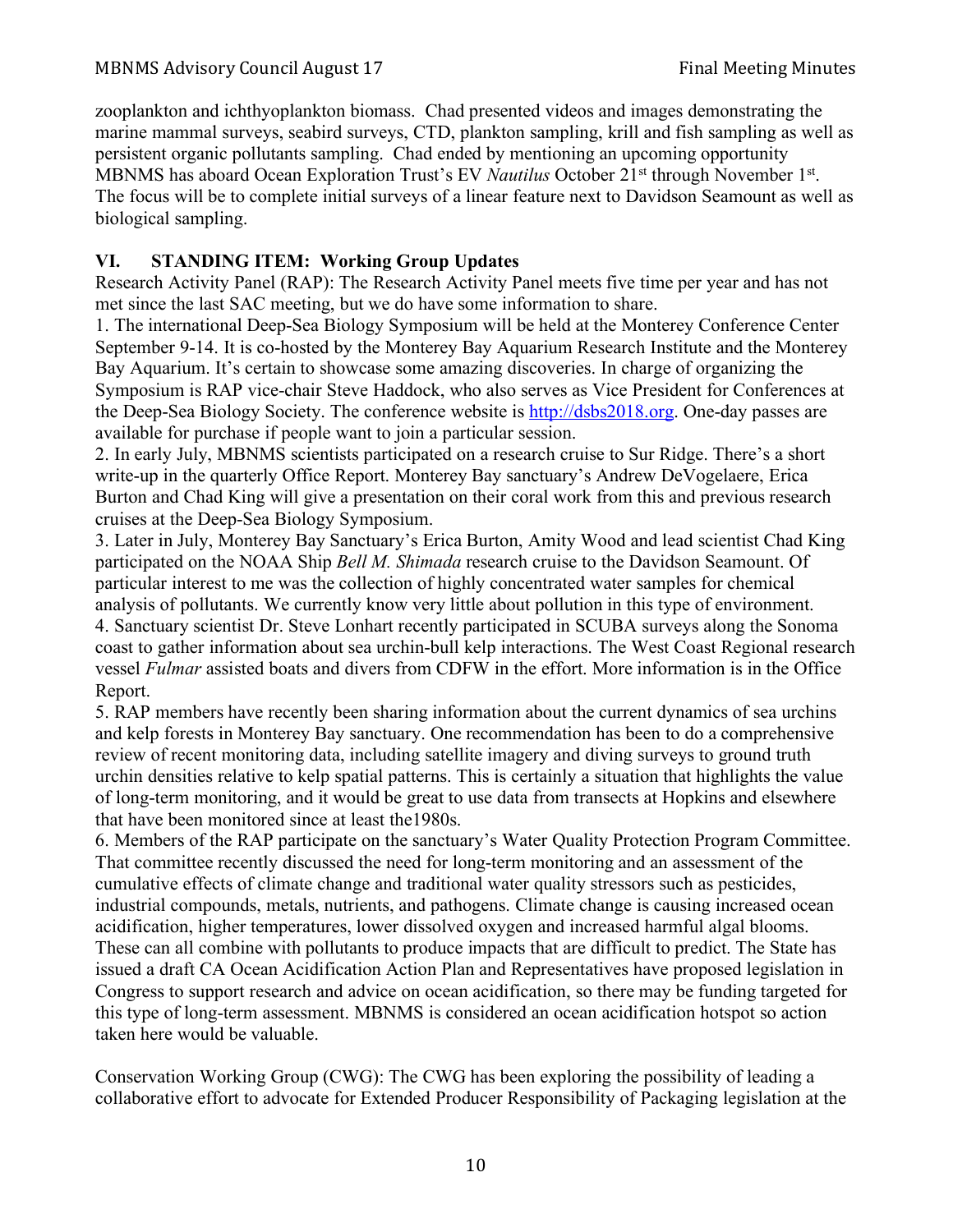zooplankton and ichthyoplankton biomass. Chad presented videos and images demonstrating the marine mammal surveys, seabird surveys, CTD, plankton sampling, krill and fish sampling as well as persistent organic pollutants sampling. Chad ended by mentioning an upcoming opportunity MBNMS has aboard Ocean Exploration Trust's EV *Nautilus* October 21st through November 1st. The focus will be to complete initial surveys of a linear feature next to Davidson Seamount as well as biological sampling.

## VI. STANDING ITEM: Working Group Updates

Research Activity Panel (RAP): The Research Activity Panel meets five time per year and has not met since the last SAC meeting, but we do have some information to share.

1. The international Deep-Sea Biology Symposium will be held at the Monterey Conference Center September 9-14. It is co-hosted by the Monterey Bay Aquarium Research Institute and the Monterey Bay Aquarium. It's certain to showcase some amazing discoveries. In charge of organizing the Symposium is RAP vice-chair Steve Haddock, who also serves as Vice President for Conferences at the Deep-Sea Biology Society. The conference website is [http://dsbs2018.org](http://dsbs2018.org). One-day passes are available for purchase if people want to join a particular session.
2. In early July, MBNMS scientists participated on a research cruise to Sur Ridge. There's a short write-up in the quarterly Office Report. Monterey Bay sanctuary's Andrew DeVogelaere, Erica Burton and Chad King will give a presentation on their coral work from this and previous research cruises at the Deep-Sea Biology Symposium.
3. Later in July, Monterey Bay Sanctuary's Erica Burton, Amity Wood and lead scientist Chad King participated on the NOAA Ship *Bell M. Shimada* research cruise to the Davidson Seamount. Of particular interest to me was the collection of highly concentrated water samples for chemical analysis of pollutants. We currently know very little about pollution in this type of environment.
4. Sanctuary scientist Dr. Steve Lonhart recently participated in SCUBA surveys along the Sonoma coast to gather information about sea urchin-bull kelp interactions. The West Coast Regional research vessel *Fulmar* assisted boats and divers from CDFW in the effort. More information is in the Office Report.
5. RAP members have recently been sharing information about the current dynamics of sea urchins and kelp forests in Monterey Bay sanctuary. One recommendation has been to do a comprehensive review of recent monitoring data, including satellite imagery and diving surveys to ground truth urchin densities relative to kelp spatial patterns. This is certainly a situation that highlights the value of long-term monitoring, and it would be great to use data from transects at Hopkins and elsewhere that have been monitored since at least the1980s.
6. Members of the RAP participate on the sanctuary's Water Quality Protection Program Committee. That committee recently discussed the need for long-term monitoring and an assessment of the cumulative effects of climate change and traditional water quality stressors such as pesticides, industrial compounds, metals, nutrients, and pathogens. Climate change is causing increased ocean acidification, higher temperatures, lower dissolved oxygen and increased harmful algal blooms. These can all combine with pollutants to produce impacts that are difficult to predict. The State has issued a draft CA Ocean Acidification Action Plan and Representatives have proposed legislation in Congress to support research and advice on ocean acidification, so there may be funding targeted for this type of long-term assessment. MBNMS is considered an ocean acidification hotspot so action taken here would be valuable.

Conservation Working Group (CWG): The CWG has been exploring the possibility of leading a collaborative effort to advocate for Extended Producer Responsibility of Packaging legislation at the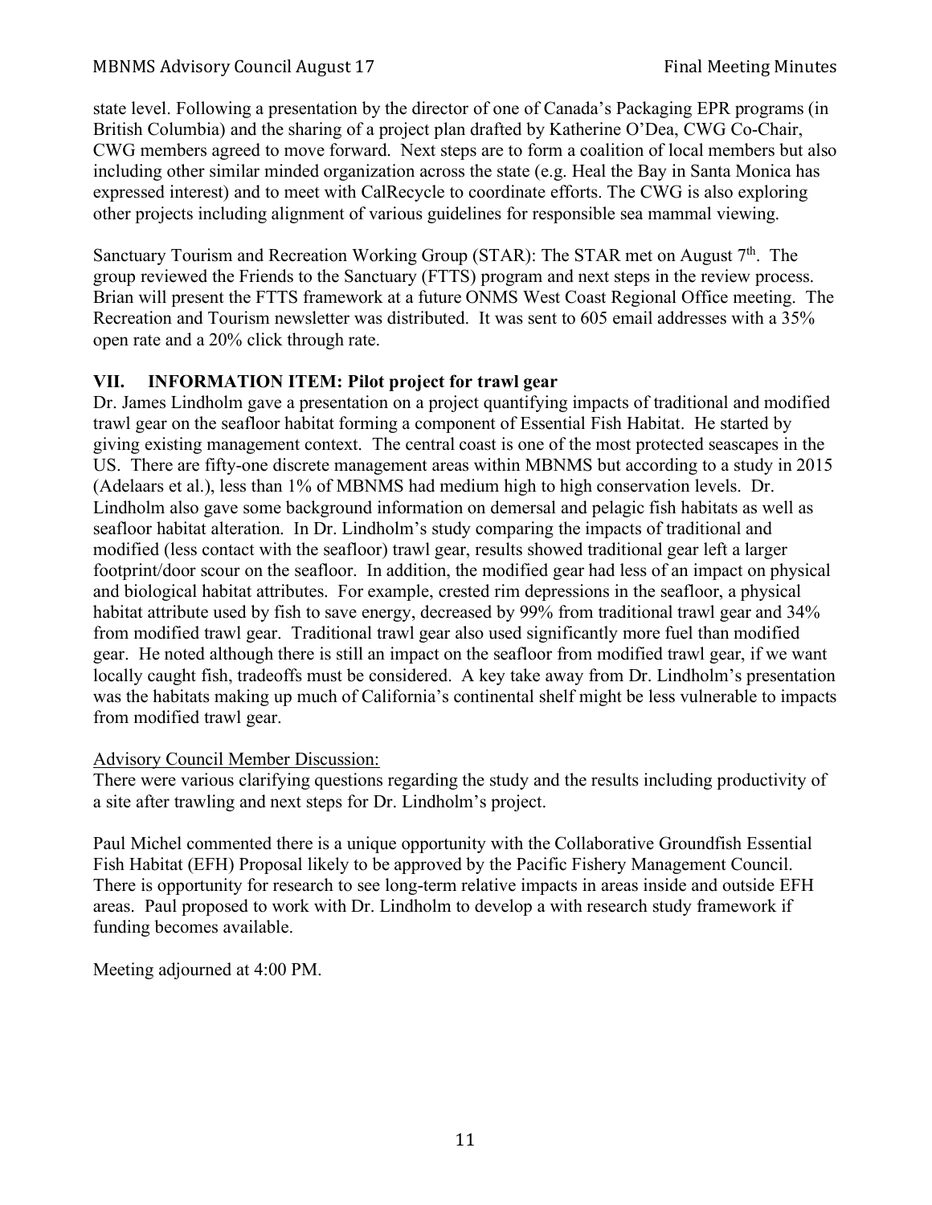state level. Following a presentation by the director of one of Canada's Packaging EPR programs (in British Columbia) and the sharing of a project plan drafted by Katherine O'Dea, CWG Co-Chair, CWG members agreed to move forward. Next steps are to form a coalition of local members but also including other similar minded organization across the state (e.g. Heal the Bay in Santa Monica has expressed interest) and to meet with CalRecycle to coordinate efforts. The CWG is also exploring other projects including alignment of various guidelines for responsible sea mammal viewing.

Sanctuary Tourism and Recreation Working Group (STAR): The STAR met on August 7th. The group reviewed the Friends to the Sanctuary (FTTS) program and next steps in the review process. Brian will present the FTTS framework at a future ONMS West Coast Regional Office meeting. The Recreation and Tourism newsletter was distributed. It was sent to 605 email addresses with a 35% open rate and a 20% click through rate.

## VII. INFORMATION ITEM: Pilot project for trawl gear

Dr. James Lindholm gave a presentation on a project quantifying impacts of traditional and modified trawl gear on the seafloor habitat forming a component of Essential Fish Habitat. He started by giving existing management context. The central coast is one of the most protected seascapes in the US. There are fifty-one discrete management areas within MBNMS but according to a study in 2015 (Adelaars et al.), less than 1% of MBNMS had medium high to high conservation levels. Dr. Lindholm also gave some background information on demersal and pelagic fish habitats as well as seafloor habitat alteration. In Dr. Lindholm's study comparing the impacts of traditional and modified (less contact with the seafloor) trawl gear, results showed traditional gear left a larger footprint/door scour on the seafloor. In addition, the modified gear had less of an impact on physical and biological habitat attributes. For example, crested rim depressions in the seafloor, a physical habitat attribute used by fish to save energy, decreased by 99% from traditional trawl gear and 34% from modified trawl gear. Traditional trawl gear also used significantly more fuel than modified gear. He noted although there is still an impact on the seafloor from modified trawl gear, if we want locally caught fish, tradeoffs must be considered. A key take away from Dr. Lindholm's presentation was the habitats making up much of California's continental shelf might be less vulnerable to impacts from modified trawl gear.

Advisory Council Member Discussion:

There were various clarifying questions regarding the study and the results including productivity of a site after trawling and next steps for Dr. Lindholm's project.

Paul Michel commented there is a unique opportunity with the Collaborative Groundfish Essential Fish Habitat (EFH) Proposal likely to be approved by the Pacific Fishery Management Council. There is opportunity for research to see long-term relative impacts in areas inside and outside EFH areas. Paul proposed to work with Dr. Lindholm to develop a with research study framework if funding becomes available.

Meeting adjourned at 4:00 PM.